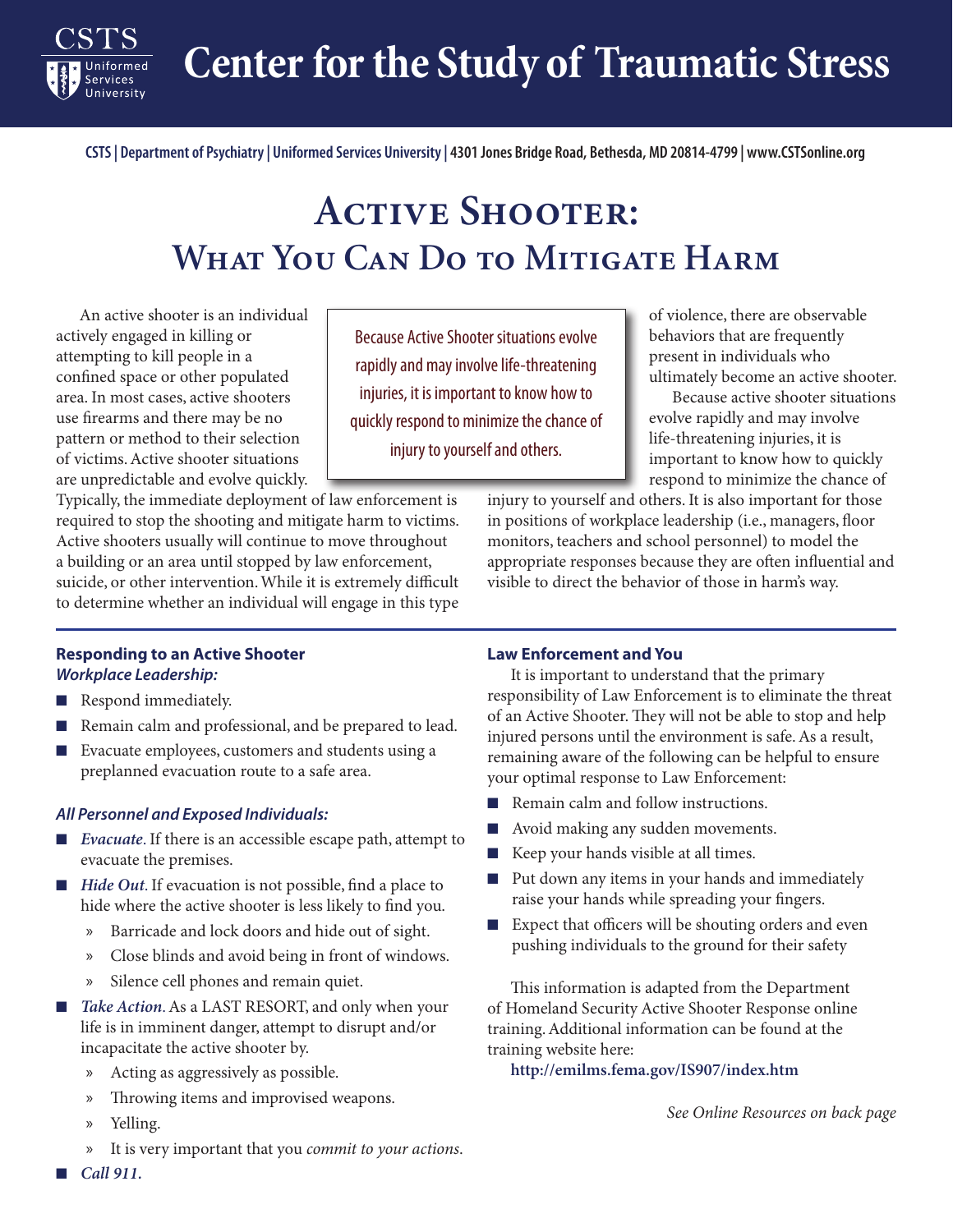# Center for the Study of Traumatic Stress

CSTS | Department of Psychiatry | Uniformed Services University | 4301 Jones Bridge Road, Bethesda, MD 20814-4799 | www.CSTSonline.org

# Active Shooter: What You Can Do to Mitigate Harm

An active shooter is an individual actively engaged in killing or attempting to kill people in a confined space or other populated area. In most cases, active shooters use firearms and there may be no pattern or method to their selection of victims. Active shooter situations are unpredictable and evolve quickly. Typically, the immediate deployment of law enforcement is required to stop the shooting and mitigate harm to victims. Active shooters usually will continue to move throughout a building or an area until stopped by law enforcement, suicide, or other intervention. While it is extremely difficult to determine whether an individual will engage in this type of violence, there are observable behaviors that are frequently present in individuals who ultimately become an active shooter.

> Because Active Shooter situations evolve rapidly and may involve life-threatening injuries, it is important to know how to quickly respond to minimize the chance of injury to yourself and others.

Because active shooter situations evolve rapidly and may involve life-threatening injuries, it is important to know how to quickly respond to minimize the chance of injury to yourself and others. It is also important for those in positions of workplace leadership (i.e., managers, floor monitors, teachers and school personnel) to model the appropriate responses because they are often influential and visible to direct the behavior of those in harm's way.

## Responding to an Active Shooter

***Workplace Leadership:***

- Respond immediately.
- Remain calm and professional, and be prepared to lead.
- Evacuate employees, customers and students using a preplanned evacuation route to a safe area.

***All Personnel and Exposed Individuals:***

- *Evacuate*. If there is an accessible escape path, attempt to evacuate the premises.
- *Hide Out*. If evacuation is not possible, find a place to hide where the active shooter is less likely to find you.
  - Barricade and lock doors and hide out of sight.
  - Close blinds and avoid being in front of windows.
  - Silence cell phones and remain quiet.
- *Take Action*. As a LAST RESORT, and only when your life is in imminent danger, attempt to disrupt and/or incapacitate the active shooter by.
  - Acting as aggressively as possible.
  - Throwing items and improvised weapons.
  - Yelling.
  - It is very important that you *commit to your actions*.
- *Call 911.*

## Law Enforcement and You

It is important to understand that the primary responsibility of Law Enforcement is to eliminate the threat of an Active Shooter. They will not be able to stop and help injured persons until the environment is safe. As a result, remaining aware of the following can be helpful to ensure your optimal response to Law Enforcement:

- Remain calm and follow instructions.
- Avoid making any sudden movements.
- Keep your hands visible at all times.
- Put down any items in your hands and immediately raise your hands while spreading your fingers.
- Expect that officers will be shouting orders and even pushing individuals to the ground for their safety

This information is adapted from the Department of Homeland Security Active Shooter Response online training. Additional information can be found at the training website here:

**http://emilms.fema.gov/IS907/index.htm**

*See Online Resources on back page*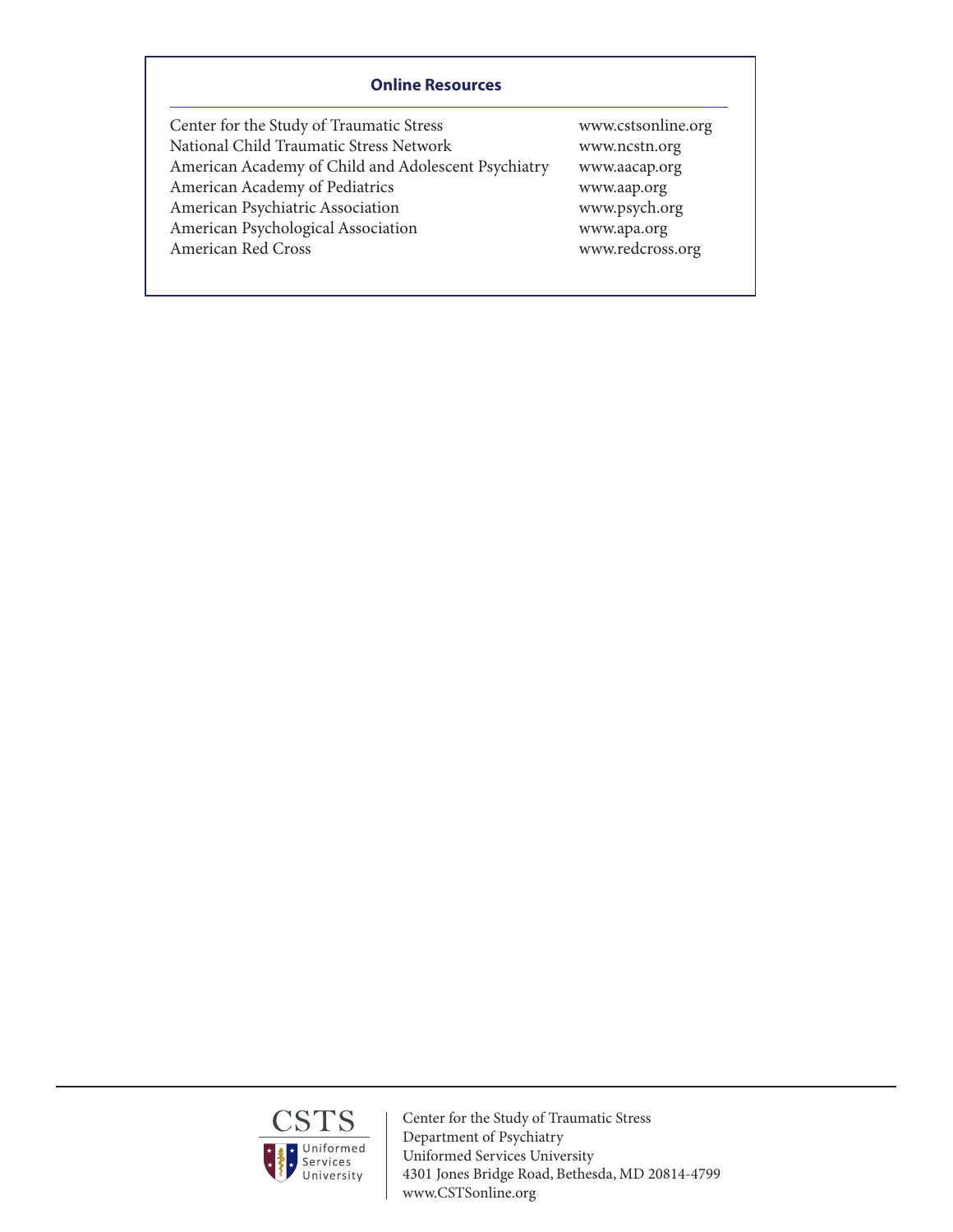### Online Resources

| | |
|---|---|
| Center for the Study of Traumatic Stress | www.cstsonline.org |
| National Child Traumatic Stress Network | www.ncstn.org |
| American Academy of Child and Adolescent Psychiatry | www.aacap.org |
| American Academy of Pediatrics | www.aap.org |
| American Psychiatric Association | www.psych.org |
| American Psychological Association | www.apa.org |
| American Red Cross | www.redcross.org |

CSTS
Uniformed Services University

Center for the Study of Traumatic Stress
Department of Psychiatry
Uniformed Services University
4301 Jones Bridge Road, Bethesda, MD 20814-4799
www.CSTSonline.org